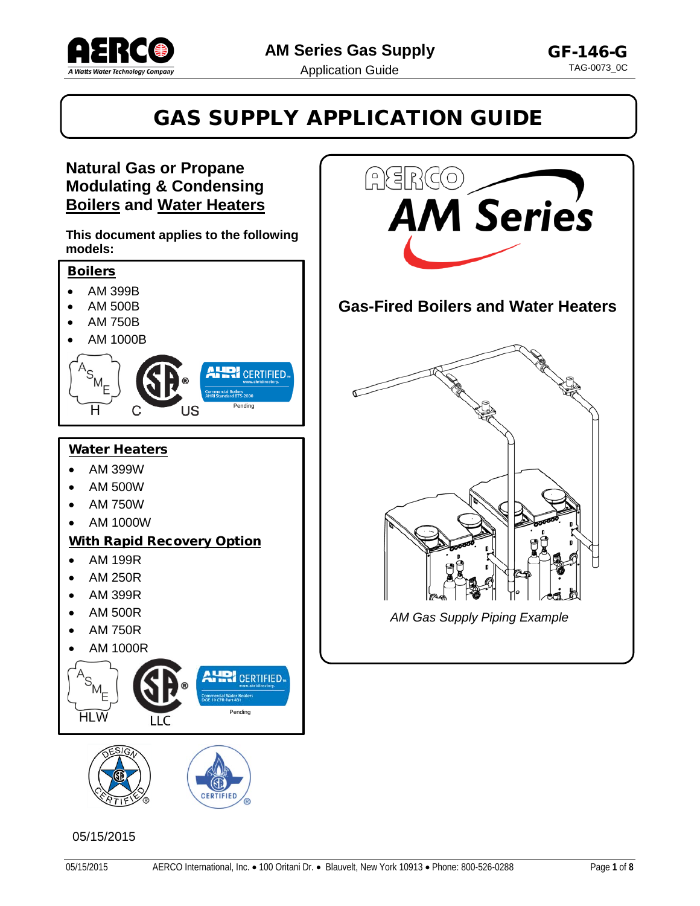# GAS SUPPLY APPLICATION GUIDE

## Natural Gas or Propane Modulating & Condensing Boilers and Water Heaters

**This document applies to the following models:**

### Boilers

- AM 399B
- AM 500B
- AM 750B
- AM 1000B

Pending

### Water Heaters

- AM 399W
- AM 500W
- AM 750W
- AM 1000W

### With Rapid Recovery Option

- AM 199R
- AM 250R
- AM 399R
- AM 500R
- AM 750R
- AM 1000R

Pending

## AM Series

### Gas-Fired Boilers and Water Heaters

*AM Gas Supply Piping Example*

05/15/2015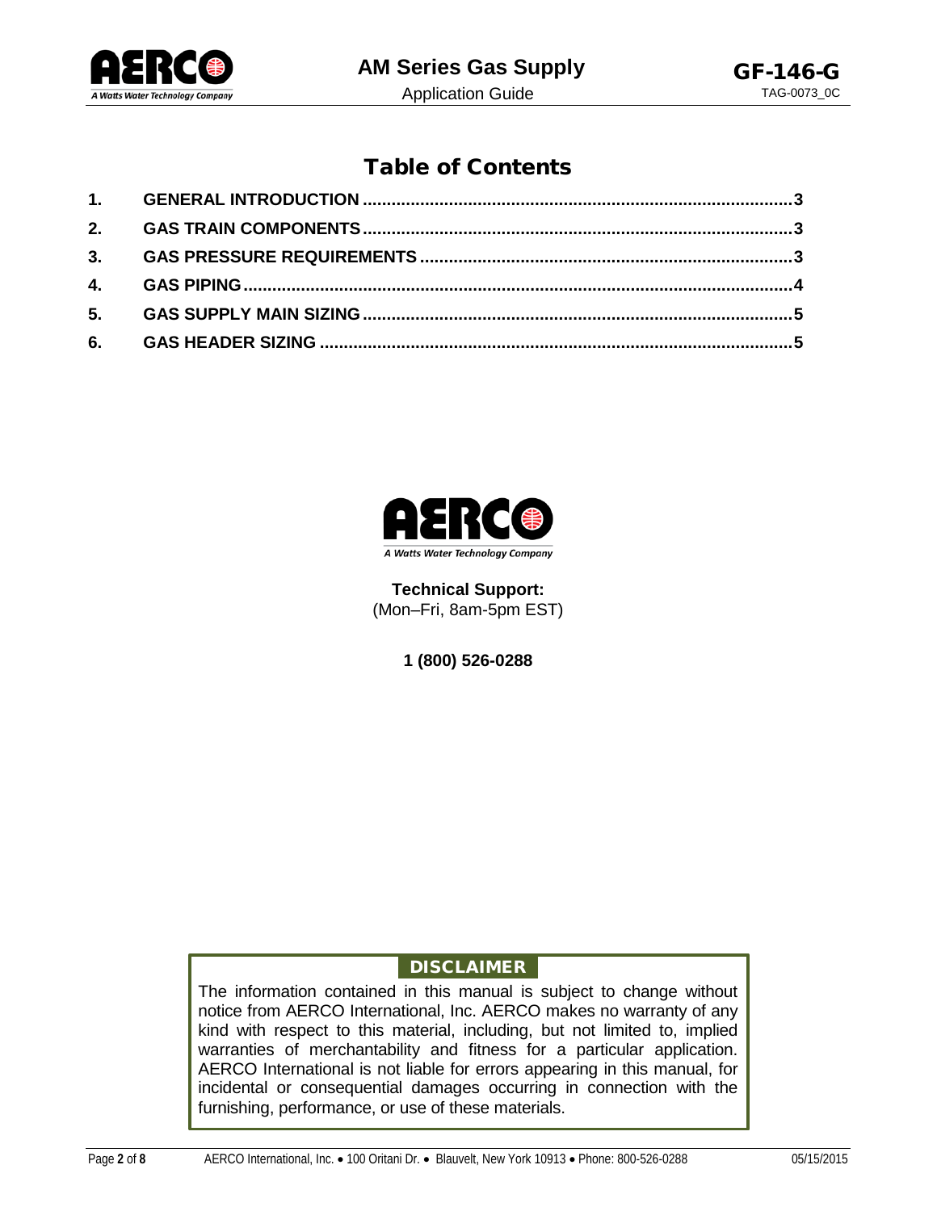# Table of Contents

| | | |
|---|---|---|
| 1. | GENERAL INTRODUCTION | 3 |
| 2. | GAS TRAIN COMPONENTS | 3 |
| 3. | GAS PRESSURE REQUIREMENTS | 3 |
| 4. | GAS PIPING | 4 |
| 5. | GAS SUPPLY MAIN SIZING | 5 |
| 6. | GAS HEADER SIZING | 5 |

AERCO

*A Watts Water Technology Company*

**Technical Support:**
(Mon–Fri, 8am-5pm EST)

**1 (800) 526-0288**

**DISCLAIMER**

The information contained in this manual is subject to change without notice from AERCO International, Inc. AERCO makes no warranty of any kind with respect to this material, including, but not limited to, implied warranties of merchantability and fitness for a particular application. AERCO International is not liable for errors appearing in this manual, for incidental or consequential damages occurring in connection with the furnishing, performance, or use of these materials.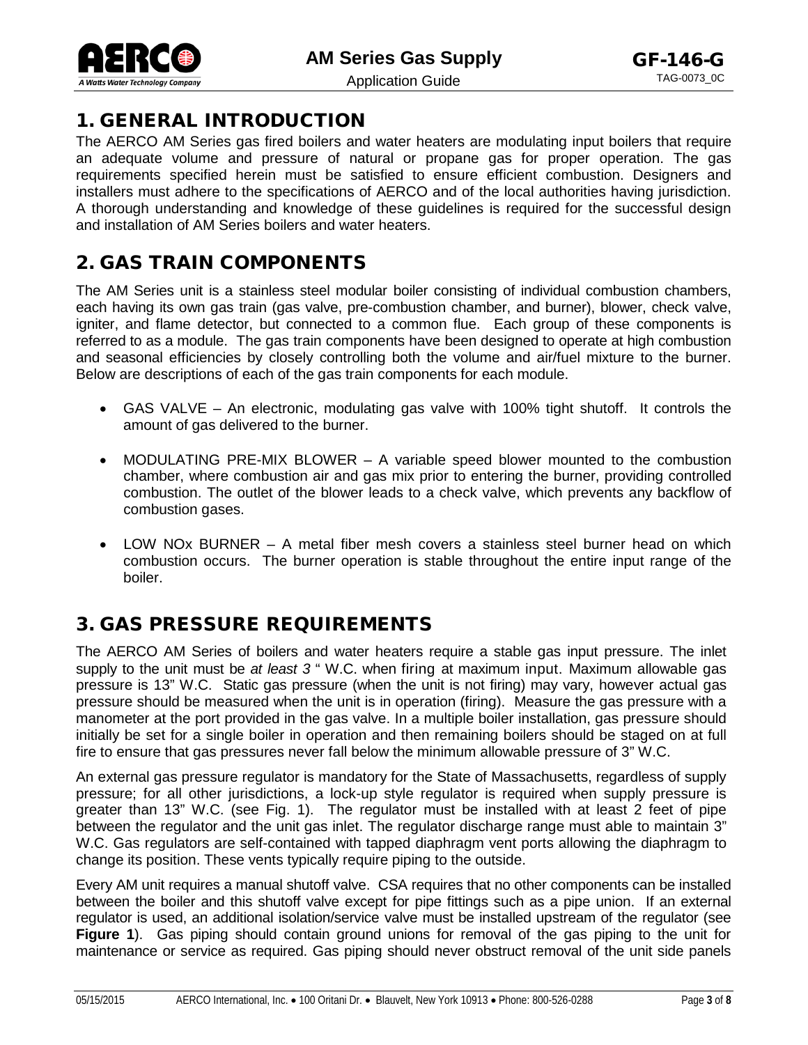## 1. GENERAL INTRODUCTION

The AERCO AM Series gas fired boilers and water heaters are modulating input boilers that require an adequate volume and pressure of natural or propane gas for proper operation. The gas requirements specified herein must be satisfied to ensure efficient combustion. Designers and installers must adhere to the specifications of AERCO and of the local authorities having jurisdiction. A thorough understanding and knowledge of these guidelines is required for the successful design and installation of AM Series boilers and water heaters.

## 2. GAS TRAIN COMPONENTS

The AM Series unit is a stainless steel modular boiler consisting of individual combustion chambers, each having its own gas train (gas valve, pre-combustion chamber, and burner), blower, check valve, igniter, and flame detector, but connected to a common flue. Each group of these components is referred to as a module. The gas train components have been designed to operate at high combustion and seasonal efficiencies by closely controlling both the volume and air/fuel mixture to the burner. Below are descriptions of each of the gas train components for each module.

- GAS VALVE – An electronic, modulating gas valve with 100% tight shutoff. It controls the amount of gas delivered to the burner.
- MODULATING PRE-MIX BLOWER – A variable speed blower mounted to the combustion chamber, where combustion air and gas mix prior to entering the burner, providing controlled combustion. The outlet of the blower leads to a check valve, which prevents any backflow of combustion gases.
- LOW NOx BURNER – A metal fiber mesh covers a stainless steel burner head on which combustion occurs. The burner operation is stable throughout the entire input range of the boiler.

## 3. GAS PRESSURE REQUIREMENTS

The AERCO AM Series of boilers and water heaters require a stable gas input pressure. The inlet supply to the unit must be *at least 3* " W.C. when firing at maximum input. Maximum allowable gas pressure is 13" W.C. Static gas pressure (when the unit is not firing) may vary, however actual gas pressure should be measured when the unit is in operation (firing). Measure the gas pressure with a manometer at the port provided in the gas valve. In a multiple boiler installation, gas pressure should initially be set for a single boiler in operation and then remaining boilers should be staged on at full fire to ensure that gas pressures never fall below the minimum allowable pressure of 3" W.C.

An external gas pressure regulator is mandatory for the State of Massachusetts, regardless of supply pressure; for all other jurisdictions, a lock-up style regulator is required when supply pressure is greater than 13" W.C. (see Fig. 1). The regulator must be installed with at least 2 feet of pipe between the regulator and the unit gas inlet. The regulator discharge range must able to maintain 3" W.C. Gas regulators are self-contained with tapped diaphragm vent ports allowing the diaphragm to change its position. These vents typically require piping to the outside.

Every AM unit requires a manual shutoff valve. CSA requires that no other components can be installed between the boiler and this shutoff valve except for pipe fittings such as a pipe union. If an external regulator is used, an additional isolation/service valve must be installed upstream of the regulator (see **Figure 1**). Gas piping should contain ground unions for removal of the gas piping to the unit for maintenance or service as required. Gas piping should never obstruct removal of the unit side panels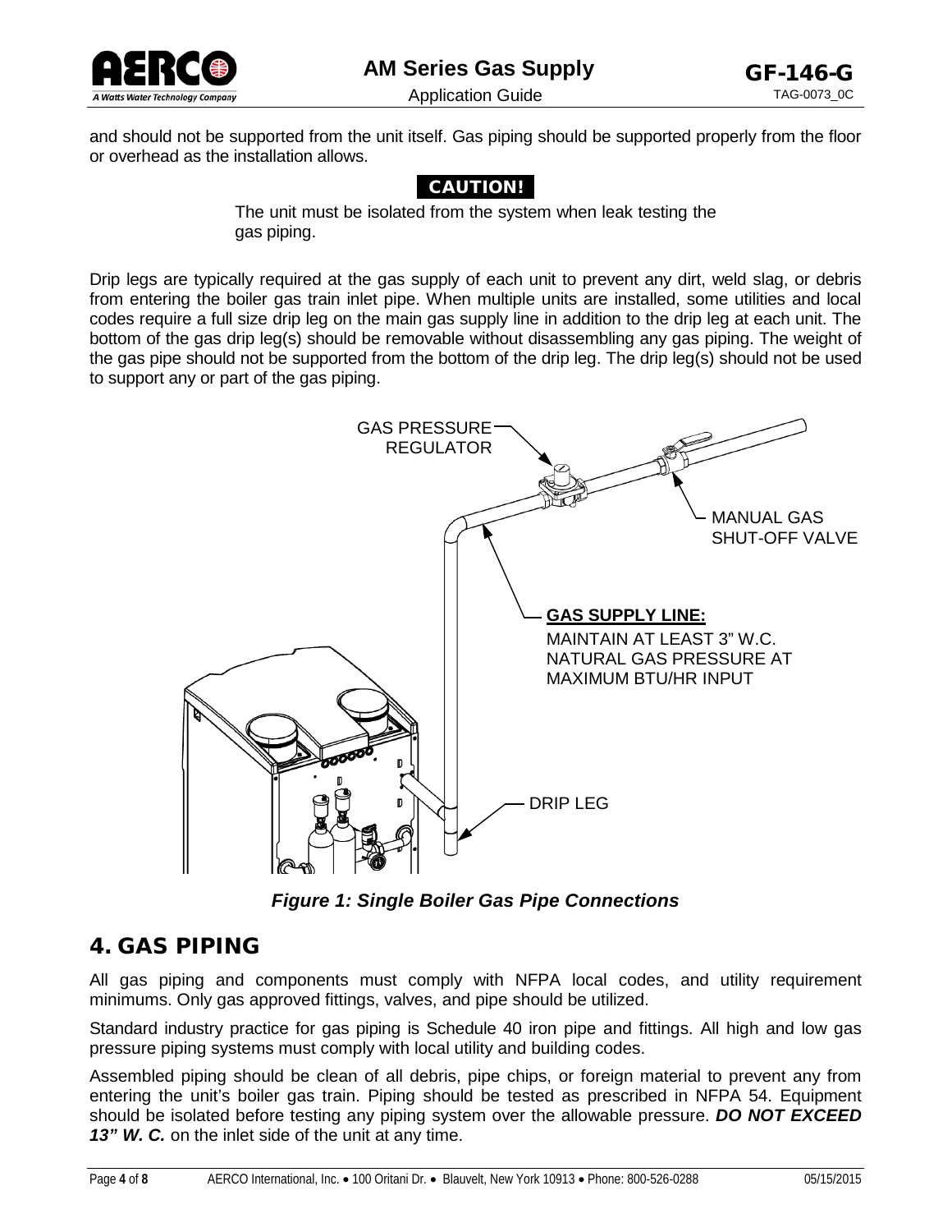and should not be supported from the unit itself. Gas piping should be supported properly from the floor or overhead as the installation allows.

**CAUTION!**

The unit must be isolated from the system when leak testing the gas piping.

Drip legs are typically required at the gas supply of each unit to prevent any dirt, weld slag, or debris from entering the boiler gas train inlet pipe. When multiple units are installed, some utilities and local codes require a full size drip leg on the main gas supply line in addition to the drip leg at each unit. The bottom of the gas drip leg(s) should be removable without disassembling any gas piping. The weight of the gas pipe should not be supported from the bottom of the drip leg. The drip leg(s) should not be used to support any or part of the gas piping.

GAS PRESSURE REGULATOR

MANUAL GAS SHUT-OFF VALVE

**GAS SUPPLY LINE:**
MAINTAIN AT LEAST 3" W.C. NATURAL GAS PRESSURE AT MAXIMUM BTU/HR INPUT

DRIP LEG

***Figure 1: Single Boiler Gas Pipe Connections***

## 4. GAS PIPING

All gas piping and components must comply with NFPA local codes, and utility requirement minimums. Only gas approved fittings, valves, and pipe should be utilized.

Standard industry practice for gas piping is Schedule 40 iron pipe and fittings. All high and low gas pressure piping systems must comply with local utility and building codes.

Assembled piping should be clean of all debris, pipe chips, or foreign material to prevent any from entering the unit's boiler gas train. Piping should be tested as prescribed in NFPA 54. Equipment should be isolated before testing any piping system over the allowable pressure. ***DO NOT EXCEED 13" W. C.*** on the inlet side of the unit at any time.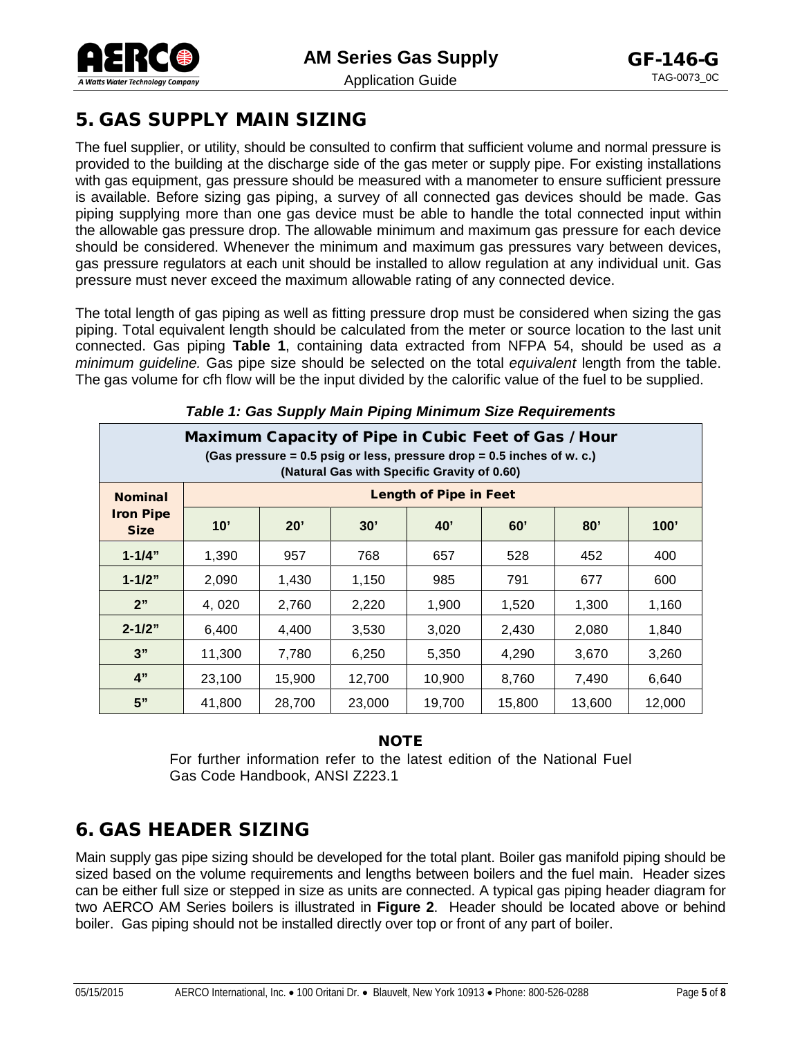## 5. GAS SUPPLY MAIN SIZING

The fuel supplier, or utility, should be consulted to confirm that sufficient volume and normal pressure is provided to the building at the discharge side of the gas meter or supply pipe. For existing installations with gas equipment, gas pressure should be measured with a manometer to ensure sufficient pressure is available. Before sizing gas piping, a survey of all connected gas devices should be made. Gas piping supplying more than one gas device must be able to handle the total connected input within the allowable gas pressure drop. The allowable minimum and maximum gas pressure for each device should be considered. Whenever the minimum and maximum gas pressures vary between devices, gas pressure regulators at each unit should be installed to allow regulation at any individual unit. Gas pressure must never exceed the maximum allowable rating of any connected device.

The total length of gas piping as well as fitting pressure drop must be considered when sizing the gas piping. Total equivalent length should be calculated from the meter or source location to the last unit connected. Gas piping **Table 1**, containing data extracted from NFPA 54, should be used as *a minimum guideline.* Gas pipe size should be selected on the total *equivalent* length from the table. The gas volume for cfh flow will be the input divided by the calorific value of the fuel to be supplied.

***Table 1: Gas Supply Main Piping Minimum Size Requirements***

| Maximum Capacity of Pipe in Cubic Feet of Gas / Hour (Gas pressure = 0.5 psig or less, pressure drop = 0.5 inches of w. c.) (Natural Gas with Specific Gravity of 0.60) | | | | | | | |
|---|---|---|---|---|---|---|---|
| **Nominal Iron Pipe Size** | **Length of Pipe in Feet** | | | | | | |
| | **10'** | **20'** | **30'** | **40'** | **60'** | **80'** | **100'** |
| **1-1/4"** | 1,390 | 957 | 768 | 657 | 528 | 452 | 400 |
| **1-1/2"** | 2,090 | 1,430 | 1,150 | 985 | 791 | 677 | 600 |
| **2"** | 4, 020 | 2,760 | 2,220 | 1,900 | 1,520 | 1,300 | 1,160 |
| **2-1/2"** | 6,400 | 4,400 | 3,530 | 3,020 | 2,430 | 2,080 | 1,840 |
| **3"** | 11,300 | 7,780 | 6,250 | 5,350 | 4,290 | 3,670 | 3,260 |
| **4"** | 23,100 | 15,900 | 12,700 | 10,900 | 8,760 | 7,490 | 6,640 |
| **5"** | 41,800 | 28,700 | 23,000 | 19,700 | 15,800 | 13,600 | 12,000 |

**NOTE**

For further information refer to the latest edition of the National Fuel Gas Code Handbook, ANSI Z223.1

## 6. GAS HEADER SIZING

Main supply gas pipe sizing should be developed for the total plant. Boiler gas manifold piping should be sized based on the volume requirements and lengths between boilers and the fuel main. Header sizes can be either full size or stepped in size as units are connected. A typical gas piping header diagram for two AERCO AM Series boilers is illustrated in **Figure 2**. Header should be located above or behind boiler. Gas piping should not be installed directly over top or front of any part of boiler.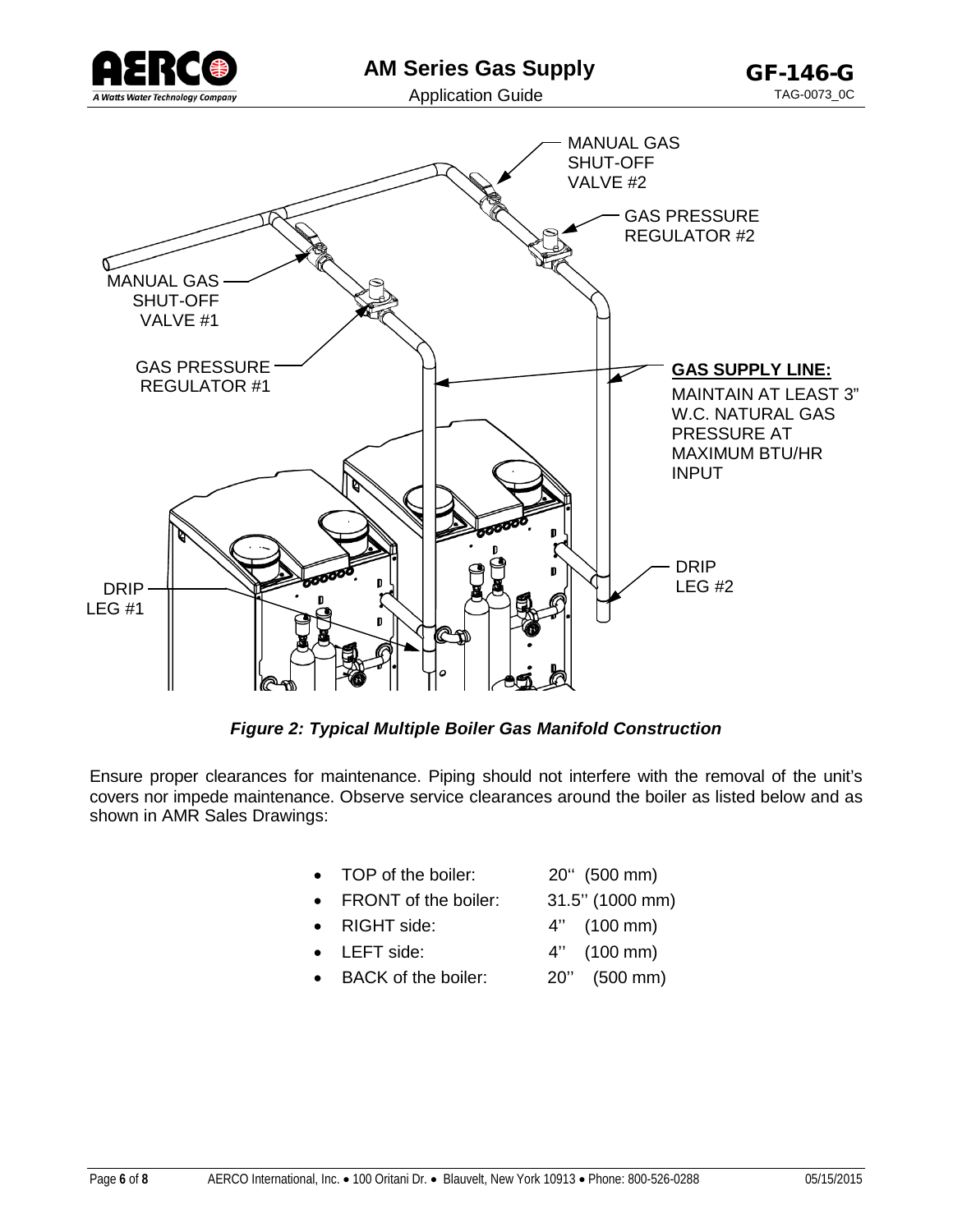MANUAL GAS SHUT-OFF VALVE #2

GAS PRESSURE REGULATOR #2

MANUAL GAS SHUT-OFF VALVE #1

GAS PRESSURE REGULATOR #1

**GAS SUPPLY LINE:**

MAINTAIN AT LEAST 3" W.C. NATURAL GAS PRESSURE AT MAXIMUM BTU/HR INPUT

DRIP LEG #1

DRIP LEG #2

***Figure 2: Typical Multiple Boiler Gas Manifold Construction***

Ensure proper clearances for maintenance. Piping should not interfere with the removal of the unit's covers nor impede maintenance. Observe service clearances around the boiler as listed below and as shown in AMR Sales Drawings:

- TOP of the boiler: 20'' (500 mm)
- FRONT of the boiler: 31.5'' (1000 mm)
- RIGHT side: 4'' (100 mm)
- LEFT side: 4'' (100 mm)
- BACK of the boiler: 20'' (500 mm)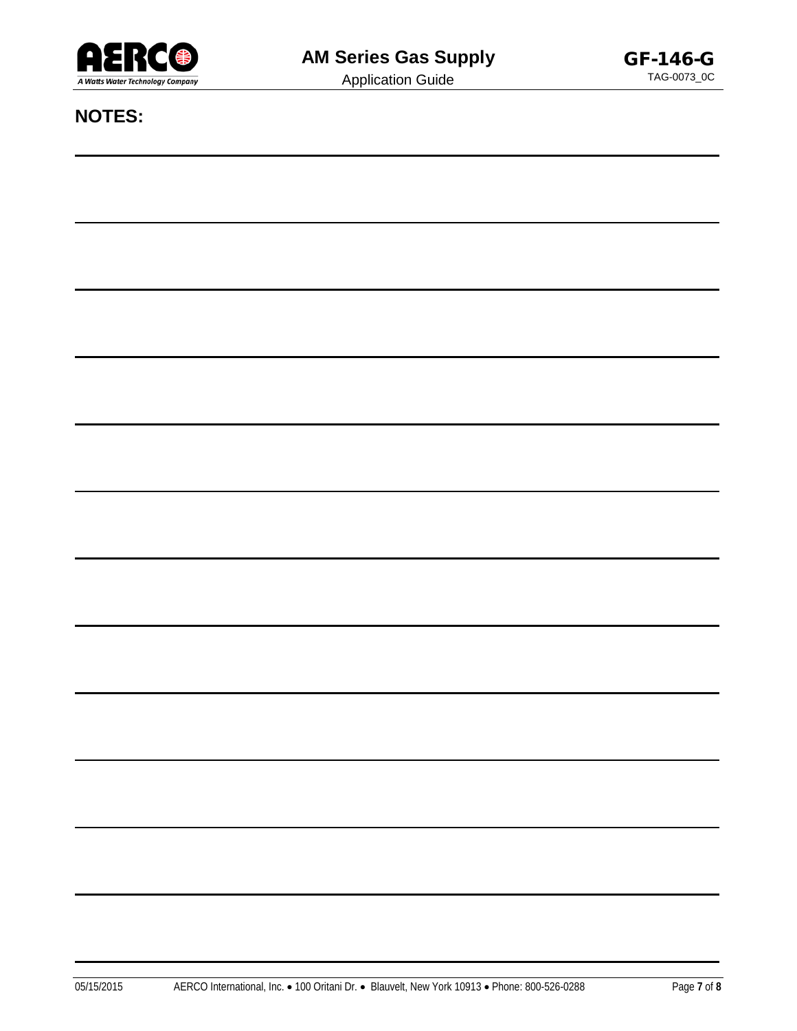## NOTES: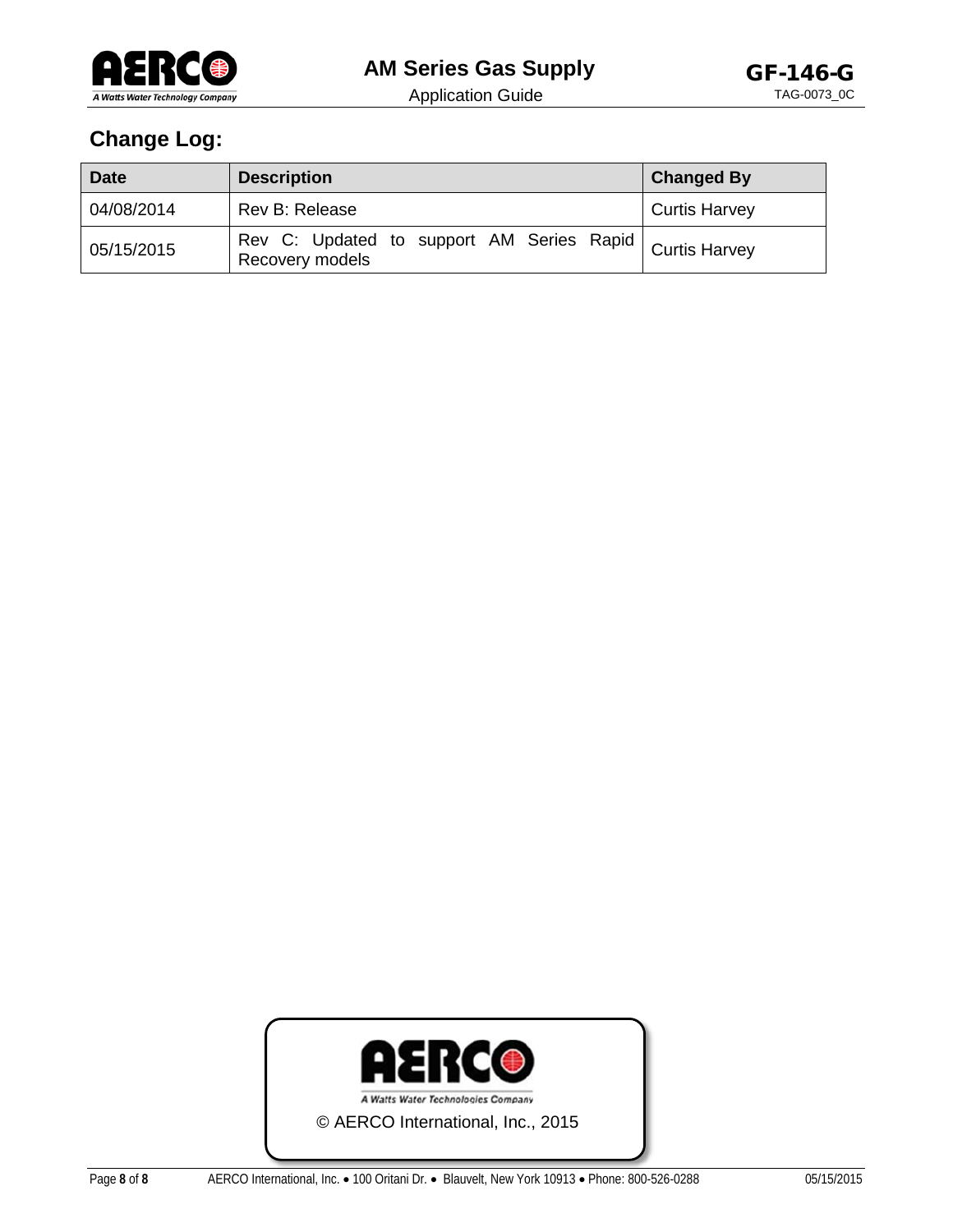## Change Log:

| Date | Description | Changed By |
|---|---|---|
| 04/08/2014 | Rev B: Release | Curtis Harvey |
| 05/15/2015 | Rev C: Updated to support AM Series Rapid Recovery models | Curtis Harvey |

A Watts Water Technologies Company

© AERCO International, Inc., 2015